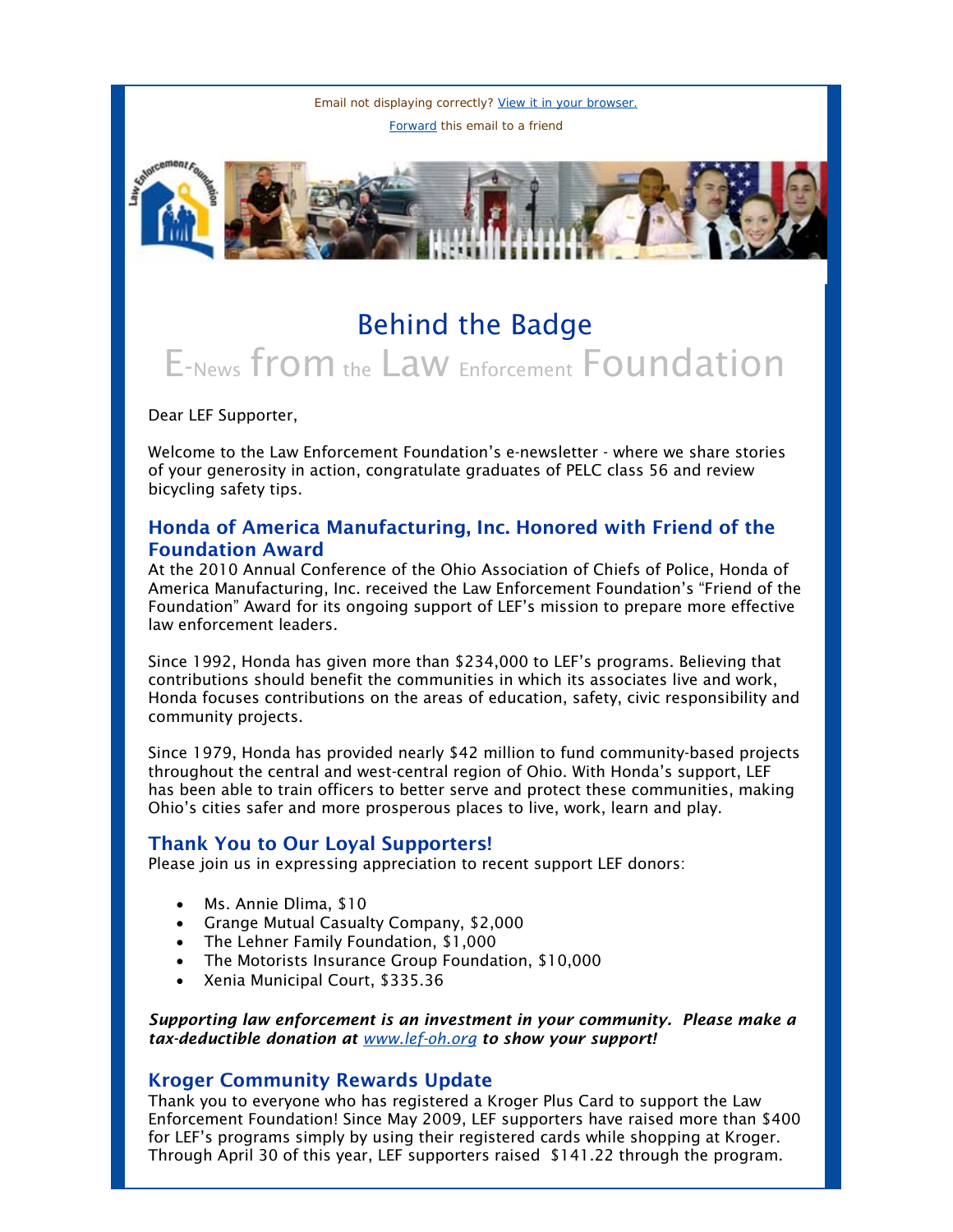Email not displaying correctly? View it in your browser.

Forward this email to a friend

# Behind the Badge

## E-News from the Law Enforcement Foundation

Dear LEF Supporter,

Welcome to the Law Enforcement Foundation's e-newsletter - where we share stories of your generosity in action, congratulate graduates of PELC class 56 and review bicycling safety tips.

### Honda of America Manufacturing, Inc. Honored with Friend of the Foundation Award

At the 2010 Annual Conference of the Ohio Association of Chiefs of Police, Honda of America Manufacturing, Inc. received the Law Enforcement Foundation's "Friend of the Foundation" Award for its ongoing support of LEF's mission to prepare more effective law enforcement leaders.

Since 1992, Honda has given more than $234,000 to LEF's programs. Believing that contributions should benefit the communities in which its associates live and work, Honda focuses contributions on the areas of education, safety, civic responsibility and community projects.

Since 1979, Honda has provided nearly $42 million to fund community-based projects throughout the central and west-central region of Ohio. With Honda's support, LEF has been able to train officers to better serve and protect these communities, making Ohio's cities safer and more prosperous places to live, work, learn and play.

### Thank You to Our Loyal Supporters!

Please join us in expressing appreciation to recent support LEF donors:

- Ms. Annie Dlima, $10
- Grange Mutual Casualty Company, $2,000
- The Lehner Family Foundation, $1,000
- The Motorists Insurance Group Foundation, $10,000
- Xenia Municipal Court, $335.36

***Supporting law enforcement is an investment in your community. Please make a tax-deductible donation at www.lef-oh.org to show your support!***

### Kroger Community Rewards Update

Thank you to everyone who has registered a Kroger Plus Card to support the Law Enforcement Foundation! Since May 2009, LEF supporters have raised more than $400 for LEF's programs simply by using their registered cards while shopping at Kroger. Through April 30 of this year, LEF supporters raised $141.22 through the program.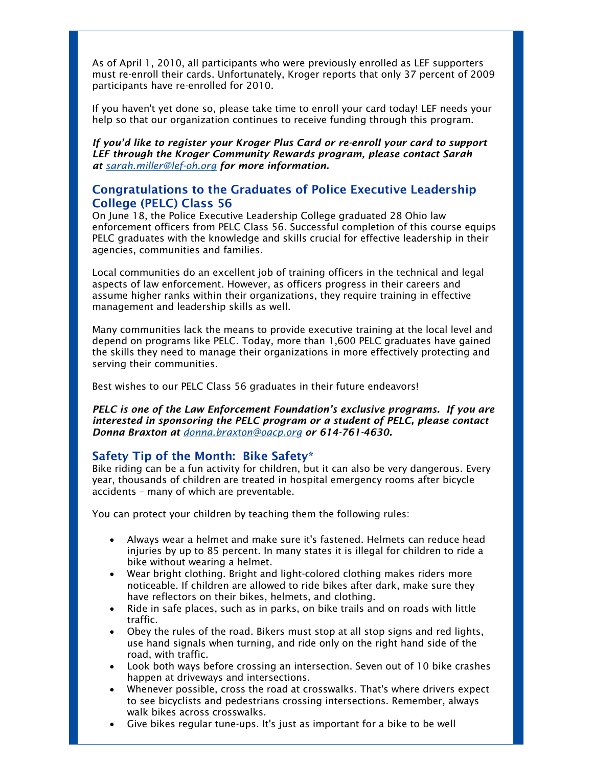As of April 1, 2010, all participants who were previously enrolled as LEF supporters must re-enroll their cards. Unfortunately, Kroger reports that only 37 percent of 2009 participants have re-enrolled for 2010.

If you haven't yet done so, please take time to enroll your card today! LEF needs your help so that our organization continues to receive funding through this program.

***If you'd like to register your Kroger Plus Card or re-enroll your card to support LEF through the Kroger Community Rewards program, please contact Sarah at [sarah.miller@lef-oh.org](mailto:sarah.miller@lef-oh.org) for more information.***

## Congratulations to the Graduates of Police Executive Leadership College (PELC) Class 56

On June 18, the Police Executive Leadership College graduated 28 Ohio law enforcement officers from PELC Class 56. Successful completion of this course equips PELC graduates with the knowledge and skills crucial for effective leadership in their agencies, communities and families.

Local communities do an excellent job of training officers in the technical and legal aspects of law enforcement. However, as officers progress in their careers and assume higher ranks within their organizations, they require training in effective management and leadership skills as well.

Many communities lack the means to provide executive training at the local level and depend on programs like PELC. Today, more than 1,600 PELC graduates have gained the skills they need to manage their organizations in more effectively protecting and serving their communities.

Best wishes to our PELC Class 56 graduates in their future endeavors!

***PELC is one of the Law Enforcement Foundation's exclusive programs. If you are interested in sponsoring the PELC program or a student of PELC, please contact Donna Braxton at [donna.braxton@oacp.org](mailto:donna.braxton@oacp.org) or 614-761-4630.***

## Safety Tip of the Month: Bike Safety*

Bike riding can be a fun activity for children, but it can also be very dangerous. Every year, thousands of children are treated in hospital emergency rooms after bicycle accidents – many of which are preventable.

You can protect your children by teaching them the following rules:

- Always wear a helmet and make sure it's fastened. Helmets can reduce head injuries by up to 85 percent. In many states it is illegal for children to ride a bike without wearing a helmet.
- Wear bright clothing. Bright and light-colored clothing makes riders more noticeable. If children are allowed to ride bikes after dark, make sure they have reflectors on their bikes, helmets, and clothing.
- Ride in safe places, such as in parks, on bike trails and on roads with little traffic.
- Obey the rules of the road. Bikers must stop at all stop signs and red lights, use hand signals when turning, and ride only on the right hand side of the road, with traffic.
- Look both ways before crossing an intersection. Seven out of 10 bike crashes happen at driveways and intersections.
- Whenever possible, cross the road at crosswalks. That's where drivers expect to see bicyclists and pedestrians crossing intersections. Remember, always walk bikes across crosswalks.
- Give bikes regular tune-ups. It's just as important for a bike to be well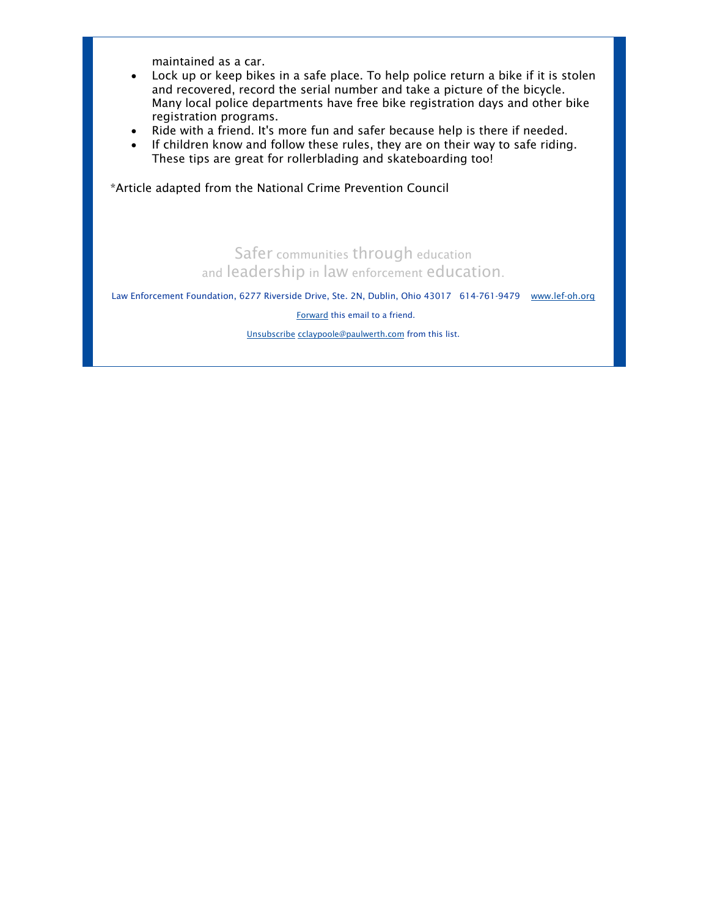maintained as a car.

- Lock up or keep bikes in a safe place. To help police return a bike if it is stolen and recovered, record the serial number and take a picture of the bicycle. Many local police departments have free bike registration days and other bike registration programs.
- Ride with a friend. It's more fun and safer because help is there if needed.
- If children know and follow these rules, they are on their way to safe riding. These tips are great for rollerblading and skateboarding too!

*Article adapted from the National Crime Prevention Council

Safer communities through education
and leadership in law enforcement education.

Law Enforcement Foundation, 6277 Riverside Drive, Ste. 2N, Dublin, Ohio 43017 614-761-9479 www.lef-oh.org

Forward this email to a friend.

Unsubscribe cclaypoole@paulwerth.com from this list.